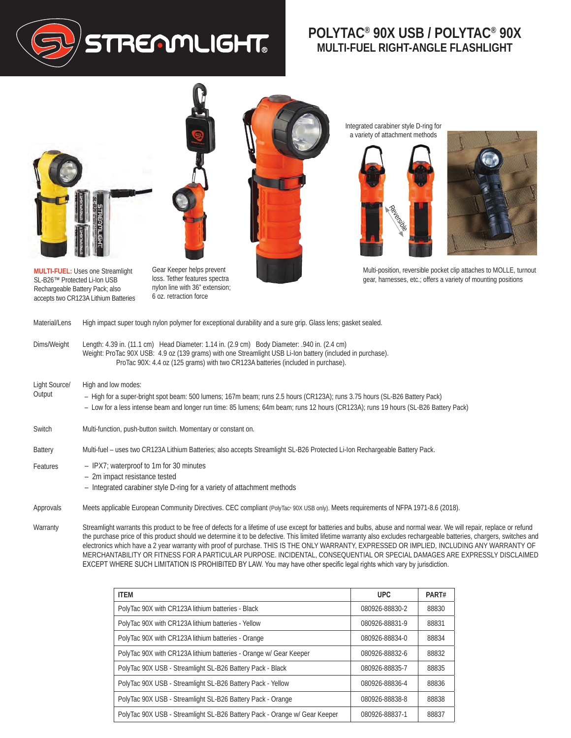# POLYTAC® 90X USB / POLYTAC® 90X
## MULTI-FUEL RIGHT-ANGLE FLASHLIGHT

Integrated carabiner style D-ring for a variety of attachment methods

Reversible

**MULTI-FUEL:** Uses one Streamlight SL-B26™ Protected Li-Ion USB Rechargeable Battery Pack; also accepts two CR123A Lithium Batteries

Gear Keeper helps prevent loss. Tether features spectra nylon line with 36" extension; 6 oz. retraction force

Multi-position, reversible pocket clip attaches to MOLLE, turnout gear, harnesses, etc.; offers a variety of mounting positions

**Material/Lens**
High impact super tough nylon polymer for exceptional durability and a sure grip. Glass lens; gasket sealed.

**Dims/Weight**
Length: 4.39 in. (11.1 cm) Head Diameter: 1.14 in. (2.9 cm) Body Diameter: .940 in. (2.4 cm)
Weight: ProTac 90X USB: 4.9 oz (139 grams) with one Streamlight USB Li-Ion battery (included in purchase).
ProTac 90X: 4.4 oz (125 grams) with two CR123A batteries (included in purchase).

**Light Source/Output**
High and low modes:
- High for a super-bright spot beam: 500 lumens; 167m beam; runs 2.5 hours (CR123A); runs 3.75 hours (SL-B26 Battery Pack)
- Low for a less intense beam and longer run time: 85 lumens; 64m beam; runs 12 hours (CR123A); runs 19 hours (SL-B26 Battery Pack)

**Switch**
Multi-function, push-button switch. Momentary or constant on.

**Battery**
Multi-fuel – uses two CR123A Lithium Batteries; also accepts Streamlight SL-B26 Protected Li-Ion Rechargeable Battery Pack.

**Features**
- IPX7; waterproof to 1m for 30 minutes
- 2m impact resistance tested
- Integrated carabiner style D-ring for a variety of attachment methods

**Approvals**
Meets applicable European Community Directives. CEC compliant (PolyTac® 90X USB only). Meets requirements of NFPA 1971-8.6 (2018).

**Warranty**
Streamlight warrants this product to be free of defects for a lifetime of use except for batteries and bulbs, abuse and normal wear. We will repair, replace or refund the purchase price of this product should we determine it to be defective. This limited lifetime warranty also excludes rechargeable batteries, chargers, switches and electronics which have a 2 year warranty with proof of purchase. THIS IS THE ONLY WARRANTY, EXPRESSED OR IMPLIED, INCLUDING ANY WARRANTY OF MERCHANTABILITY OR FITNESS FOR A PARTICULAR PURPOSE. INCIDENTAL, CONSEQUENTIAL OR SPECIAL DAMAGES ARE EXPRESSLY DISCLAIMED EXCEPT WHERE SUCH LIMITATION IS PROHIBITED BY LAW. You may have other specific legal rights which vary by jurisdiction.

| ITEM | UPC | PART# |
|---|---|---|
| PolyTac 90X with CR123A lithium batteries - Black | 080926-88830-2 | 88830 |
| PolyTac 90X with CR123A lithium batteries - Yellow | 080926-88831-9 | 88831 |
| PolyTac 90X with CR123A lithium batteries - Orange | 080926-88834-0 | 88834 |
| PolyTac 90X with CR123A lithium batteries - Orange w/ Gear Keeper | 080926-88832-6 | 88832 |
| PolyTac 90X USB - Streamlight SL-B26 Battery Pack - Black | 080926-88835-7 | 88835 |
| PolyTac 90X USB - Streamlight SL-B26 Battery Pack - Yellow | 080926-88836-4 | 88836 |
| PolyTac 90X USB - Streamlight SL-B26 Battery Pack - Orange | 080926-88838-8 | 88838 |
| PolyTac 90X USB - Streamlight SL-B26 Battery Pack - Orange w/ Gear Keeper | 080926-88837-1 | 88837 |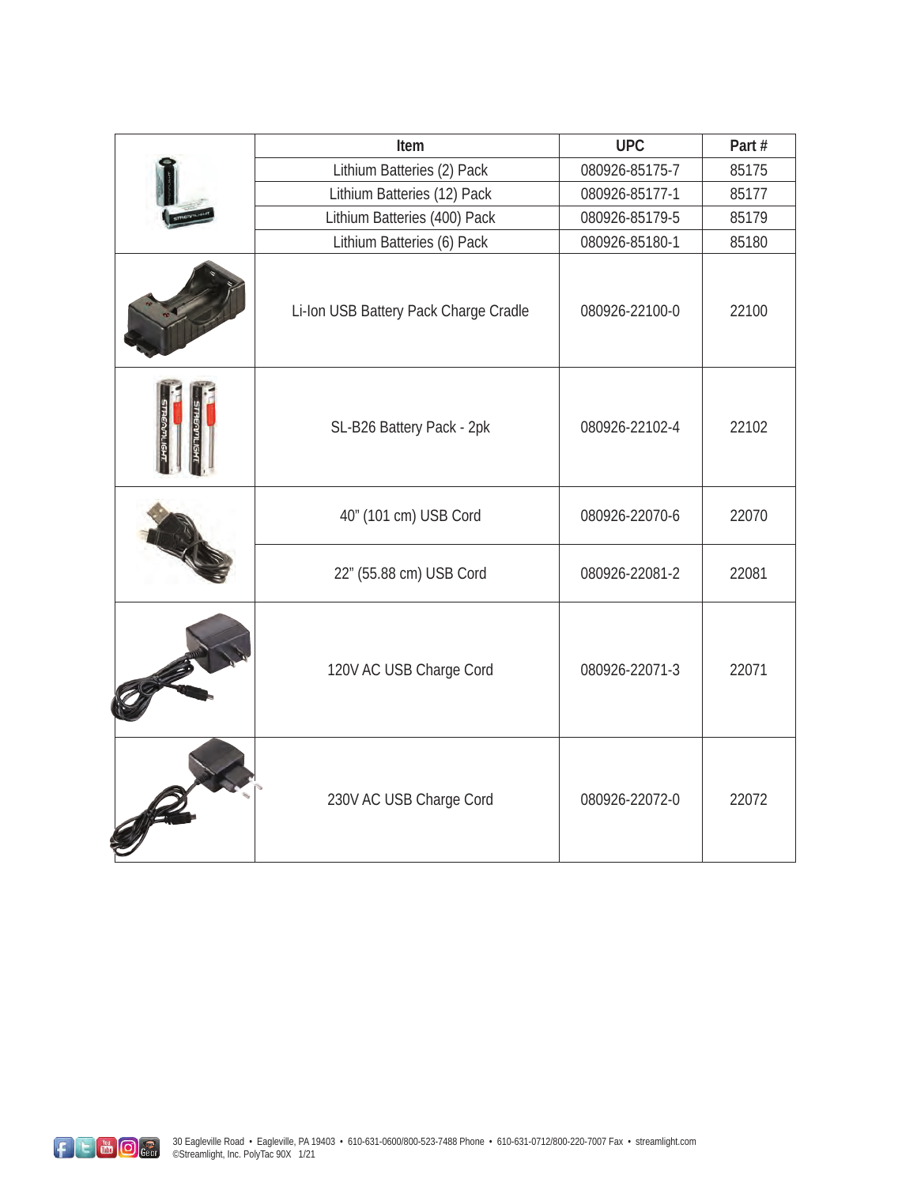| | Item | UPC | Part # |
|---|---|---|---|
| | Lithium Batteries (2) Pack | 080926-85175-7 | 85175 |
| | Lithium Batteries (12) Pack | 080926-85177-1 | 85177 |
| | Lithium Batteries (400) Pack | 080926-85179-5 | 85179 |
| | Lithium Batteries (6) Pack | 080926-85180-1 | 85180 |
| | Li-Ion USB Battery Pack Charge Cradle | 080926-22100-0 | 22100 |
| | SL-B26 Battery Pack - 2pk | 080926-22102-4 | 22102 |
| | 40" (101 cm) USB Cord | 080926-22070-6 | 22070 |
| | 22" (55.88 cm) USB Cord | 080926-22081-2 | 22081 |
| | 120V AC USB Charge Cord | 080926-22071-3 | 22071 |
| | 230V AC USB Charge Cord | 080926-22072-0 | 22072 |

30 Eagleville Road • Eagleville, PA 19403 • 610-631-0600/800-523-7488 Phone • 610-631-0712/800-220-7007 Fax • streamlight.com
©Streamlight, Inc. PolyTac 90X 1/21